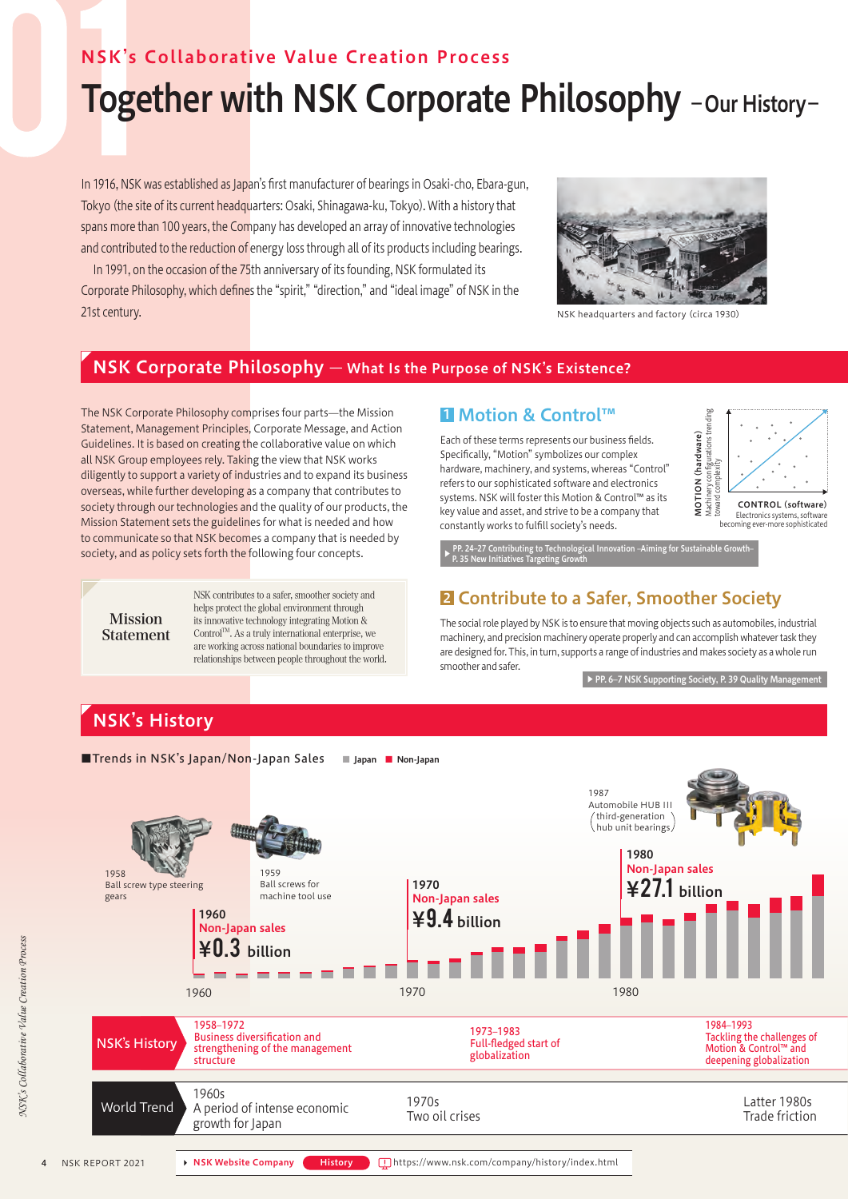NSK's Collaborative Value Creation Process

# Together with NSK Corporate Philosophy –Our History–

In 1916, NSK was established as Japan's first manufacturer of bearings in Osaki-cho, Ebara-gun, Tokyo (the site of its current headquarters: Osaki, Shinagawa-ku, Tokyo). With a history that spans more than 100 years, the Company has developed an array of innovative technologies and contributed to the reduction of energy loss through all of its products including bearings.

In 1991, on the occasion of the 75th anniversary of its founding, NSK formulated its Corporate Philosophy, which defines the "spirit," "direction," and "ideal image" of NSK in the 21st century.

NSK headquarters and factory (circa 1930)

## NSK Corporate Philosophy — What Is the Purpose of NSK's Existence?

The NSK Corporate Philosophy comprises four parts—the Mission Statement, Management Principles, Corporate Message, and Action Guidelines. It is based on creating the collaborative value on which all NSK Group employees rely. Taking the view that NSK works diligently to support a variety of industries and to expand its business overseas, while further developing as a company that contributes to society through our technologies and the quality of our products, the Mission Statement sets the guidelines for what is needed and how to communicate so that NSK becomes a company that is needed by society, and as policy sets forth the following four concepts.

**Mission Statement**

NSK contributes to a safer, smoother society and helps protect the global environment through its innovative technology integrating Motion & Control™. As a truly international enterprise, we are working across national boundaries to improve relationships between people throughout the world.

### 1 Motion & Control™

Each of these terms represents our business fields. Specifically, "Motion" symbolizes our complex hardware, machinery, and systems, whereas "Control" refers to our sophisticated software and electronics systems. NSK will foster this Motion & Control™ as its key value and asset, and strive to be a company that constantly works to fulfill society's needs.

MOTION (hardware): Machinery configurations trending toward complexity
CONTROL (software): Electronics systems, software becoming ever-more sophisticated

▶ PP. 24–27 Contributing to Technological Innovation –Aiming for Sustainable Growth–
P. 35 New Initiatives Targeting Growth

### 2 Contribute to a Safer, Smoother Society

The social role played by NSK is to ensure that moving objects such as automobiles, industrial machinery, and precision machinery operate properly and can accomplish whatever task they are designed for. This, in turn, supports a range of industries and makes society as a whole run smoother and safer.

▶ PP. 6–7 NSK Supporting Society, P. 39 Quality Management

## NSK's History

■Trends in NSK's Japan/Non-Japan Sales ■ Japan ■ Non-Japan

- 1958 Ball screw type steering gears
- 1959 Ball screws for machine tool use
- 1960 Non-Japan sales ¥0.3 billion
- 1970 Non-Japan sales ¥9.4 billion
- 1980 Non-Japan sales ¥27.1 billion
- 1987 Automobile HUB III (third-generation hub unit bearings)

| | | | |
|---|---|---|---|
| NSK's History | 1958–1972 Business diversification and strengthening of the management structure | 1973–1983 Full-fledged start of globalization | 1984–1993 Tackling the challenges of Motion & Control™ and deepening globalization |
| World Trend | 1960s A period of intense economic growth for Japan | 1970s Two oil crises | Latter 1980s Trade friction |

▶ NSK Website Company History https://www.nsk.com/company/history/index.html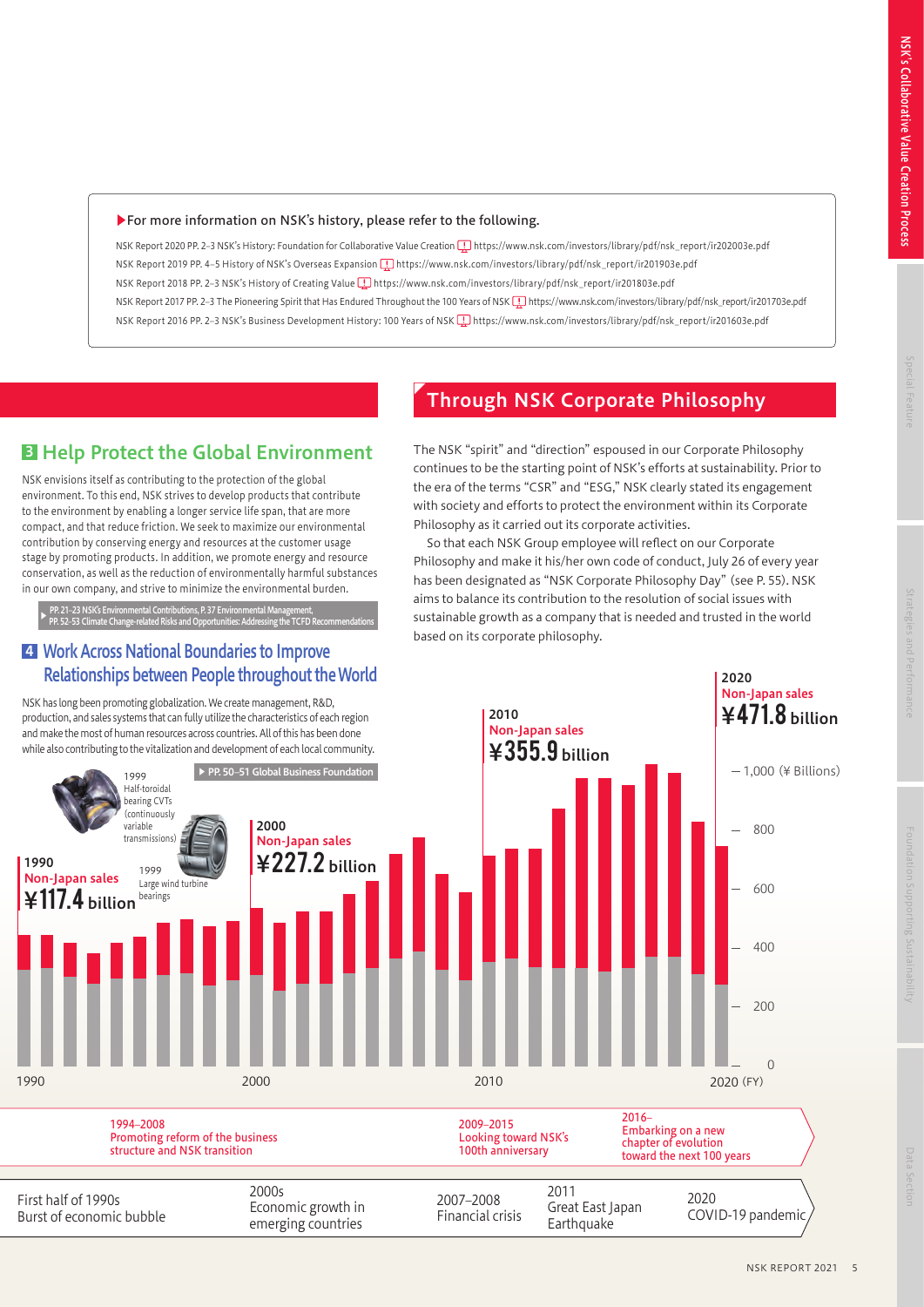▶For more information on NSK's history, please refer to the following.

NSK Report 2020 PP. 2–3 NSK's History: Foundation for Collaborative Value Creation https://www.nsk.com/investors/library/pdf/nsk_report/ir202003e.pdf
NSK Report 2019 PP. 4–5 History of NSK's Overseas Expansion https://www.nsk.com/investors/library/pdf/nsk_report/ir201903e.pdf
NSK Report 2018 PP. 2–3 NSK's History of Creating Value https://www.nsk.com/investors/library/pdf/nsk_report/ir201803e.pdf
NSK Report 2017 PP. 2–3 The Pioneering Spirit that Has Endured Throughout the 100 Years of NSK https://www.nsk.com/investors/library/pdf/nsk_report/ir201703e.pdf
NSK Report 2016 PP. 2–3 NSK's Business Development History: 100 Years of NSK https://www.nsk.com/investors/library/pdf/nsk_report/ir201603e.pdf

## 3 Help Protect the Global Environment

NSK envisions itself as contributing to the protection of the global environment. To this end, NSK strives to develop products that contribute to the environment by enabling a longer service life span, that are more compact, and that reduce friction. We seek to maximize our environmental contribution by conserving energy and resources at the customer usage stage by promoting products. In addition, we promote energy and resource conservation, as well as the reduction of environmentally harmful substances in our own company, and strive to minimize the environmental burden.

▶ PP. 21–23 NSK's Environmental Contributions, P. 37 Environmental Management, PP. 52–53 Climate Change-related Risks and Opportunities: Addressing the TCFD Recommendations

## 4 Work Across National Boundaries to Improve Relationships between People throughout the World

NSK has long been promoting globalization. We create management, R&D, production, and sales systems that can fully utilize the characteristics of each region and make the most of human resources across countries. All of this has been done while also contributing to the vitalization and development of each local community.

▶ PP. 50–51 Global Business Foundation

## Through NSK Corporate Philosophy

The NSK "spirit" and "direction" espoused in our Corporate Philosophy continues to be the starting point of NSK's efforts at sustainability. Prior to the era of the terms "CSR" and "ESG," NSK clearly stated its engagement with society and efforts to protect the environment within its Corporate Philosophy as it carried out its corporate activities.

So that each NSK Group employee will reflect on our Corporate Philosophy and make it his/her own code of conduct, July 26 of every year has been designated as "NSK Corporate Philosophy Day" (see P. 55). NSK aims to balance its contribution to the resolution of social issues with sustainable growth as a company that is needed and trusted in the world based on its corporate philosophy.

1990
Non-Japan sales
¥117.4 billion

1999
Half-toroidal bearing CVTs (continuously variable transmissions)

1999
Large wind turbine bearings

2000
Non-Japan sales
¥227.2 billion

2010
Non-Japan sales
¥355.9 billion

2020
Non-Japan sales
¥471.8 billion

1,000 (¥ Billions)
800
600
400
200
0

1990
2000
2010
2020 (FY)

1994–2008
Promoting reform of the business structure and NSK transition

2009–2015
Looking toward NSK's 100th anniversary

2016–
Embarking on a new chapter of evolution toward the next 100 years

First half of 1990s
Burst of economic bubble

2000s
Economic growth in emerging countries

2007–2008
Financial crisis

2011
Great East Japan Earthquake

2020
COVID-19 pandemic